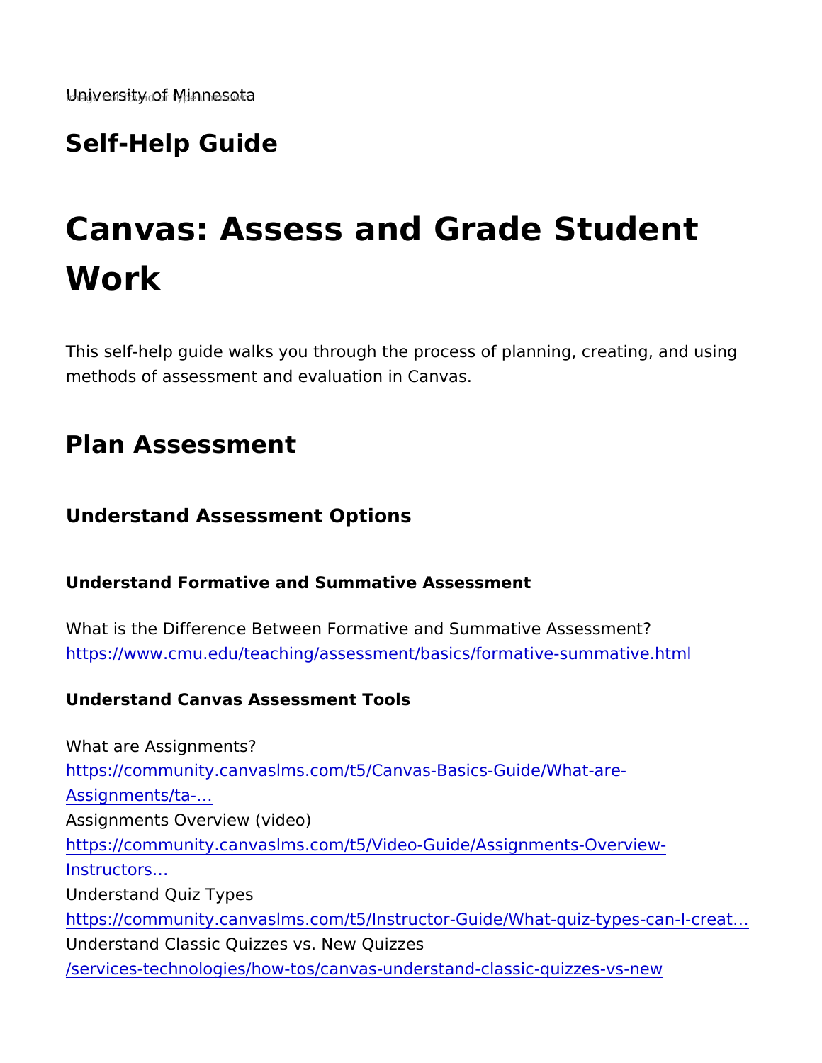University of Minnesota

## Self-Help Guide

# Canvas: Assess and Grade Student Work

This self-help guide walks you through the process of planning, creating, and using methods of assessment and evaluation in Canvas.

## Plan Assessment

### Understand Assessment Options

#### Understand Formative and Summative Assessment

What is the Difference Between Formative and Summative Assessment?
https://www.cmu.edu/teaching/assessment/basics/formative-summative.html

#### Understand Canvas Assessment Tools

What are Assignments?
https://community.canvaslms.com/t5/Canvas-Basics-Guide/What-are-Assignments/ta-...
Assignments Overview (video)
https://community.canvaslms.com/t5/Video-Guide/Assignments-Overview-Instructors...
Understand Quiz Types
https://community.canvaslms.com/t5/Instructor-Guide/What-quiz-types-can-I-creat...
Understand Classic Quizzes vs. New Quizzes
/services-technologies/how-tos/canvas-understand-classic-quizzes-vs-new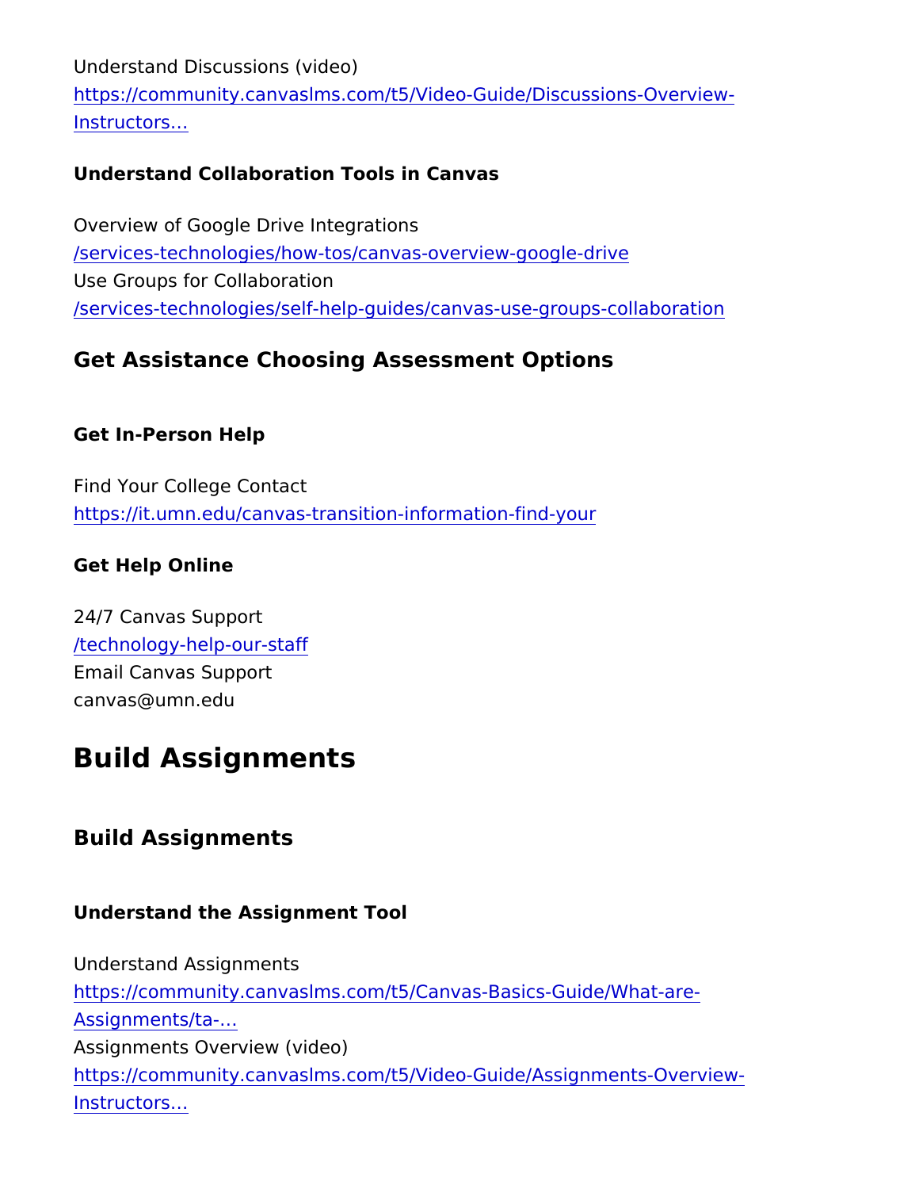Understand Discussions (video)
[https://community.canvaslms.com/t5/Video-Guide/Discussions-Overview-Instructors…](https://community.canvaslms.com/t5/Video-Guide/Discussions-Overview-Instructors…)

**Understand Collaboration Tools in Canvas**

Overview of Google Drive Integrations
[/services-technologies/how-tos/canvas-overview-google-drive](/services-technologies/how-tos/canvas-overview-google-drive)
Use Groups for Collaboration
[/services-technologies/self-help-guides/canvas-use-groups-collaboration](/services-technologies/self-help-guides/canvas-use-groups-collaboration)

### Get Assistance Choosing Assessment Options

**Get In-Person Help**

Find Your College Contact
[https://it.umn.edu/canvas-transition-information-find-your](https://it.umn.edu/canvas-transition-information-find-your)

**Get Help Online**

24/7 Canvas Support
[/technology-help-our-staff](/technology-help-our-staff)
Email Canvas Support
canvas@umn.edu

# Build Assignments

## Build Assignments

**Understand the Assignment Tool**

Understand Assignments
[https://community.canvaslms.com/t5/Canvas-Basics-Guide/What-are-Assignments/ta-…](https://community.canvaslms.com/t5/Canvas-Basics-Guide/What-are-Assignments/ta-…)
Assignments Overview (video)
[https://community.canvaslms.com/t5/Video-Guide/Assignments-Overview-Instructors…](https://community.canvaslms.com/t5/Video-Guide/Assignments-Overview-Instructors…)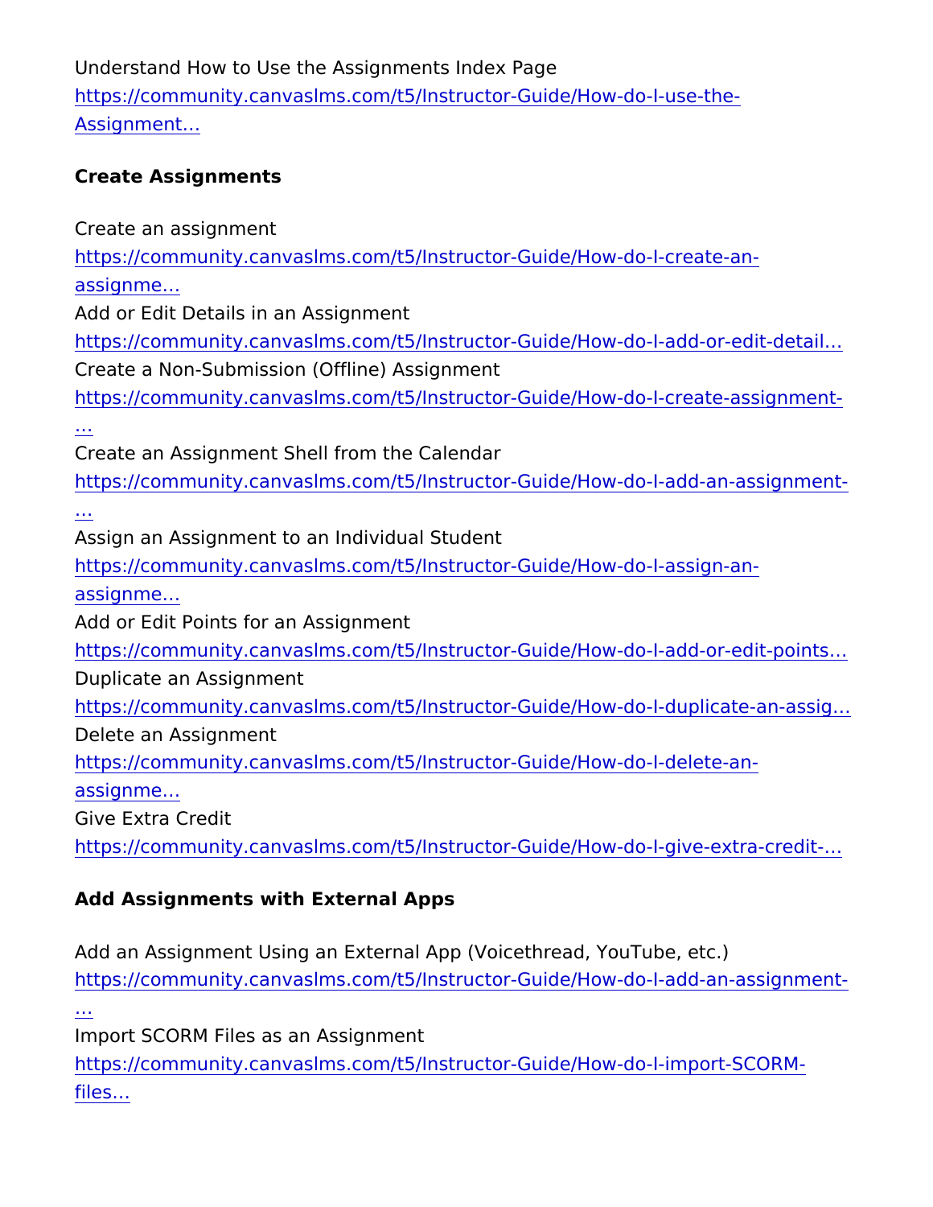Understand How to Use the Assignments Index Page
https://community.canvaslms.com/t5/Instructor-Guide/How-do-I-use-the-Assignment…

### Create Assignments

Create an assignment
https://community.canvaslms.com/t5/Instructor-Guide/How-do-I-create-an-assignme…

Add or Edit Details in an Assignment
https://community.canvaslms.com/t5/Instructor-Guide/How-do-I-add-or-edit-detail…

Create a Non-Submission (Offline) Assignment
https://community.canvaslms.com/t5/Instructor-Guide/How-do-I-create-assignment-…

Create an Assignment Shell from the Calendar
https://community.canvaslms.com/t5/Instructor-Guide/How-do-I-add-an-assignment-…

Assign an Assignment to an Individual Student
https://community.canvaslms.com/t5/Instructor-Guide/How-do-I-assign-an-assignme…

Add or Edit Points for an Assignment
https://community.canvaslms.com/t5/Instructor-Guide/How-do-I-add-or-edit-points…

Duplicate an Assignment
https://community.canvaslms.com/t5/Instructor-Guide/How-do-I-duplicate-an-assig…

Delete an Assignment
https://community.canvaslms.com/t5/Instructor-Guide/How-do-I-delete-an-assignme…

Give Extra Credit
https://community.canvaslms.com/t5/Instructor-Guide/How-do-I-give-extra-credit-…

### Add Assignments with External Apps

Add an Assignment Using an External App (Voicethread, YouTube, etc.)
https://community.canvaslms.com/t5/Instructor-Guide/How-do-I-add-an-assignment-…

Import SCORM Files as an Assignment
https://community.canvaslms.com/t5/Instructor-Guide/How-do-I-import-SCORM-files…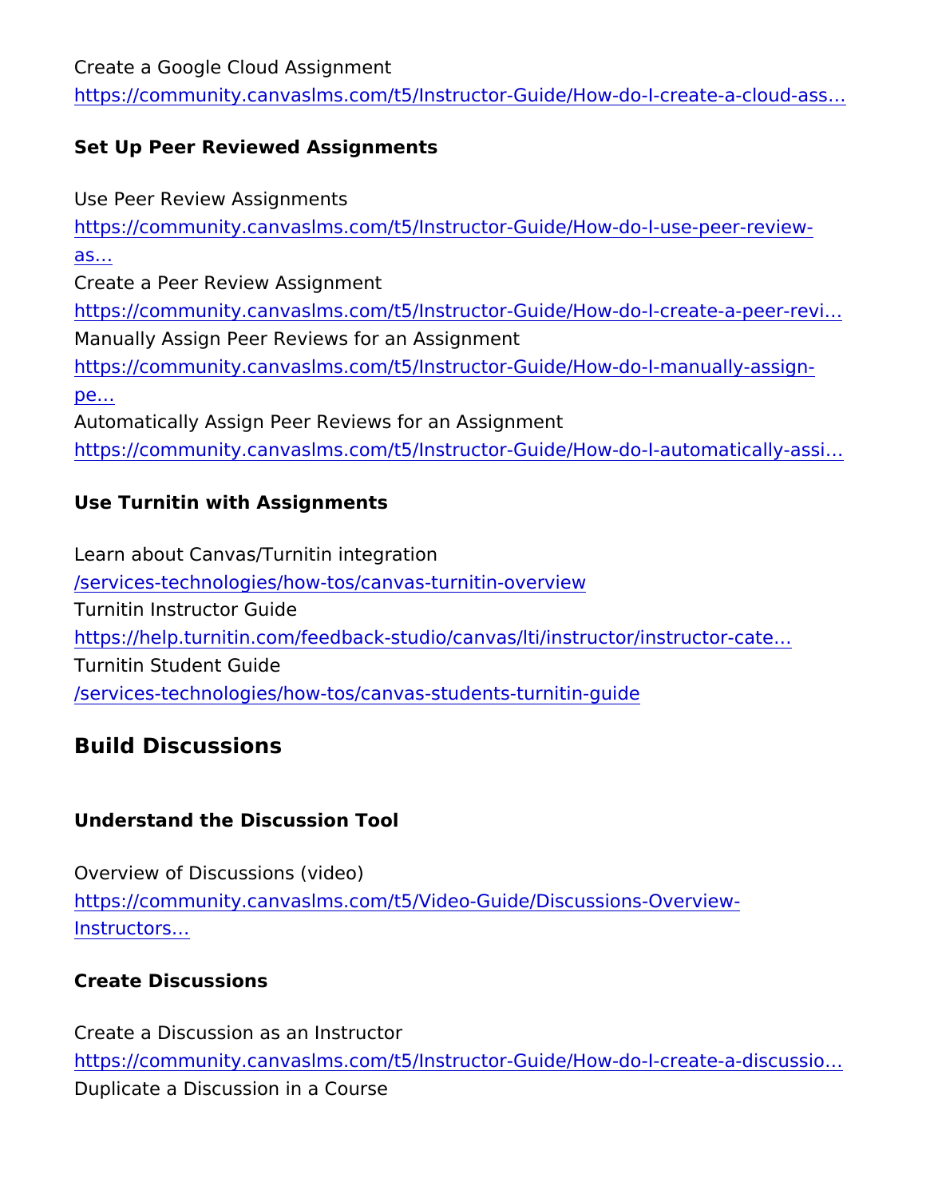Create a Google Cloud Assignment
https://community.canvaslms.com/t5/Instructor-Guide/How-do-I-create-a-cloud-ass…

### Set Up Peer Reviewed Assignments

Use Peer Review Assignments
https://community.canvaslms.com/t5/Instructor-Guide/How-do-I-use-peer-review-as…
Create a Peer Review Assignment
https://community.canvaslms.com/t5/Instructor-Guide/How-do-I-create-a-peer-revi…
Manually Assign Peer Reviews for an Assignment
https://community.canvaslms.com/t5/Instructor-Guide/How-do-I-manually-assign-pe…
Automatically Assign Peer Reviews for an Assignment
https://community.canvaslms.com/t5/Instructor-Guide/How-do-I-automatically-assi…

### Use Turnitin with Assignments

Learn about Canvas/Turnitin integration
/services-technologies/how-tos/canvas-turnitin-overview
Turnitin Instructor Guide
https://help.turnitin.com/feedback-studio/canvas/lti/instructor/instructor-cate…
Turnitin Student Guide
/services-technologies/how-tos/canvas-students-turnitin-guide

## Build Discussions

### Understand the Discussion Tool

Overview of Discussions (video)
https://community.canvaslms.com/t5/Video-Guide/Discussions-Overview-Instructors…

### Create Discussions

Create a Discussion as an Instructor
https://community.canvaslms.com/t5/Instructor-Guide/How-do-I-create-a-discussio…
Duplicate a Discussion in a Course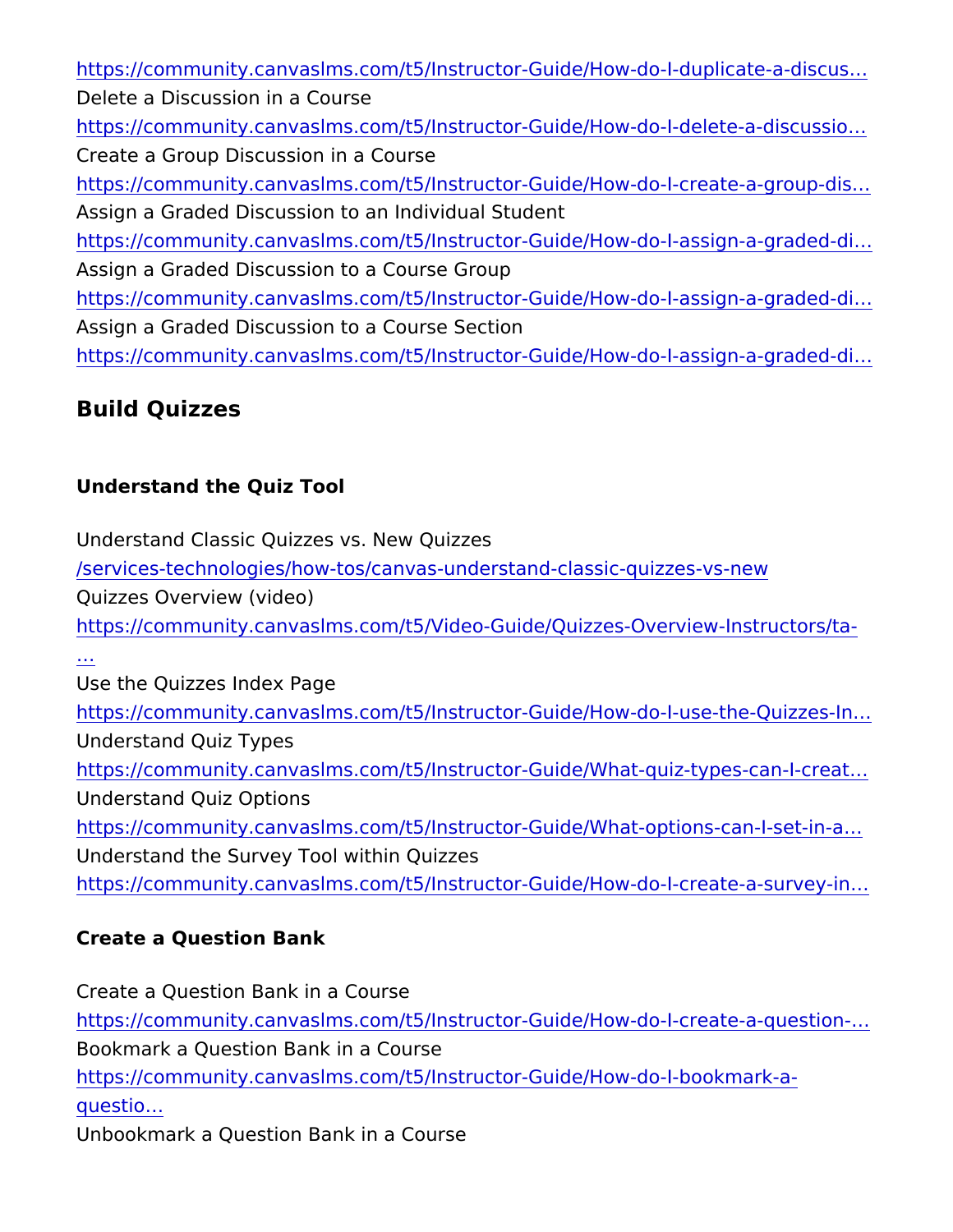https://community.canvaslms.com/t5/Instructor-Guide/How-do-I-duplicate-a-discus…
Delete a Discussion in a Course
https://community.canvaslms.com/t5/Instructor-Guide/How-do-I-delete-a-discussio…
Create a Group Discussion in a Course
https://community.canvaslms.com/t5/Instructor-Guide/How-do-I-create-a-group-dis…
Assign a Graded Discussion to an Individual Student
https://community.canvaslms.com/t5/Instructor-Guide/How-do-I-assign-a-graded-di…
Assign a Graded Discussion to a Course Group
https://community.canvaslms.com/t5/Instructor-Guide/How-do-I-assign-a-graded-di…
Assign a Graded Discussion to a Course Section
https://community.canvaslms.com/t5/Instructor-Guide/How-do-I-assign-a-graded-di…

## Build Quizzes

### Understand the Quiz Tool

Understand Classic Quizzes vs. New Quizzes
/services-technologies/how-tos/canvas-understand-classic-quizzes-vs-new
Quizzes Overview (video)
https://community.canvaslms.com/t5/Video-Guide/Quizzes-Overview-Instructors/ta-…
Use the Quizzes Index Page
https://community.canvaslms.com/t5/Instructor-Guide/How-do-I-use-the-Quizzes-In…
Understand Quiz Types
https://community.canvaslms.com/t5/Instructor-Guide/What-quiz-types-can-I-creat…
Understand Quiz Options
https://community.canvaslms.com/t5/Instructor-Guide/What-options-can-I-set-in-a…
Understand the Survey Tool within Quizzes
https://community.canvaslms.com/t5/Instructor-Guide/How-do-I-create-a-survey-in…

### Create a Question Bank

Create a Question Bank in a Course
https://community.canvaslms.com/t5/Instructor-Guide/How-do-I-create-a-question-…
Bookmark a Question Bank in a Course
https://community.canvaslms.com/t5/Instructor-Guide/How-do-I-bookmark-a-questio…
Unbookmark a Question Bank in a Course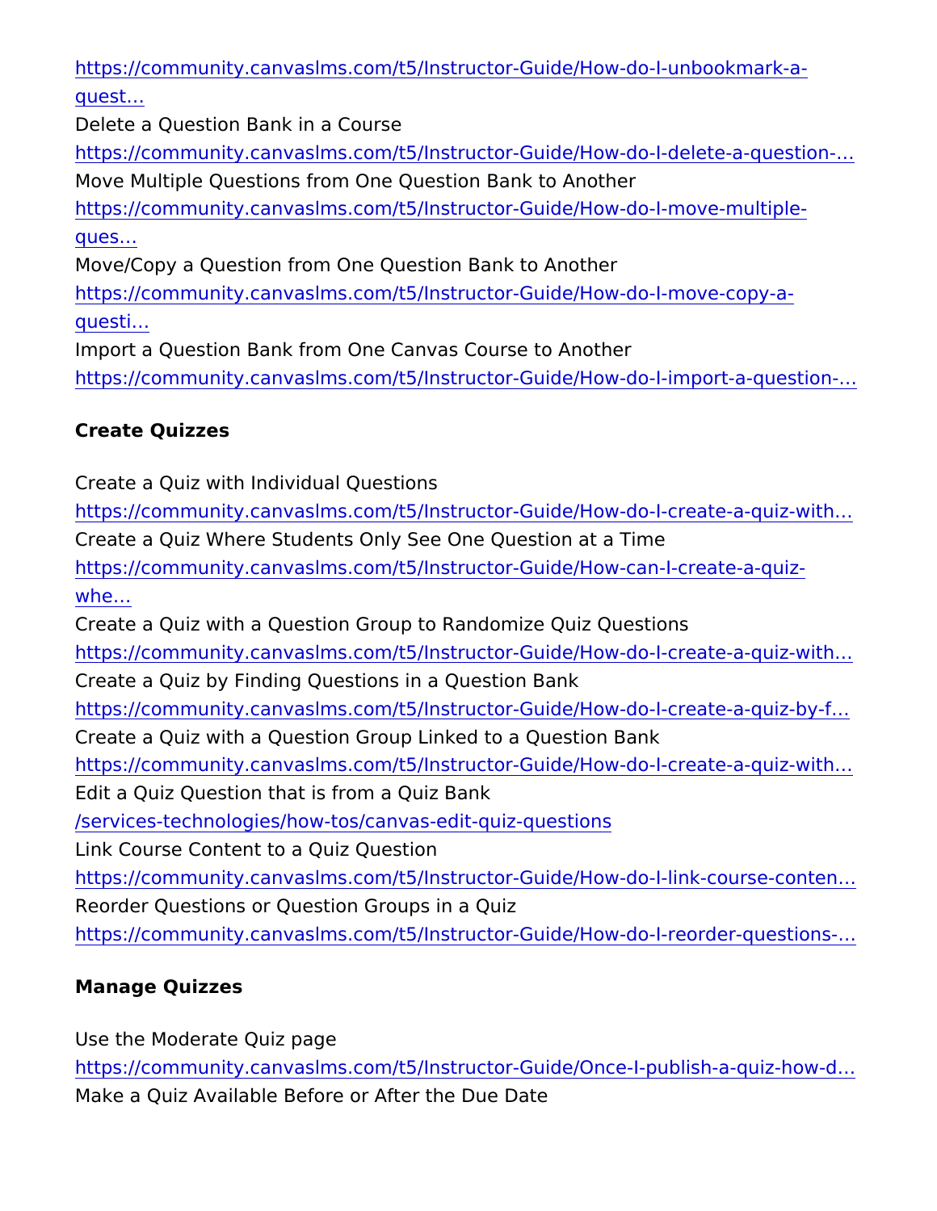https://community.canvaslms.com/t5/Instructor-Guide/How-do-I-unbookmark-a-quest…

Delete a Question Bank in a Course

https://community.canvaslms.com/t5/Instructor-Guide/How-do-I-delete-a-question-…

Move Multiple Questions from One Question Bank to Another

https://community.canvaslms.com/t5/Instructor-Guide/How-do-I-move-multiple-ques…

Move/Copy a Question from One Question Bank to Another

https://community.canvaslms.com/t5/Instructor-Guide/How-do-I-move-copy-a-questi…

Import a Question Bank from One Canvas Course to Another

https://community.canvaslms.com/t5/Instructor-Guide/How-do-I-import-a-question-…

**Create Quizzes**

Create a Quiz with Individual Questions

https://community.canvaslms.com/t5/Instructor-Guide/How-do-I-create-a-quiz-with…

Create a Quiz Where Students Only See One Question at a Time

https://community.canvaslms.com/t5/Instructor-Guide/How-can-I-create-a-quiz-whe…

Create a Quiz with a Question Group to Randomize Quiz Questions

https://community.canvaslms.com/t5/Instructor-Guide/How-do-I-create-a-quiz-with…

Create a Quiz by Finding Questions in a Question Bank

https://community.canvaslms.com/t5/Instructor-Guide/How-do-I-create-a-quiz-by-f…

Create a Quiz with a Question Group Linked to a Question Bank

https://community.canvaslms.com/t5/Instructor-Guide/How-do-I-create-a-quiz-with…

Edit a Quiz Question that is from a Quiz Bank

/services-technologies/how-tos/canvas-edit-quiz-questions

Link Course Content to a Quiz Question

https://community.canvaslms.com/t5/Instructor-Guide/How-do-I-link-course-conten…

Reorder Questions or Question Groups in a Quiz

https://community.canvaslms.com/t5/Instructor-Guide/How-do-I-reorder-questions-…

**Manage Quizzes**

Use the Moderate Quiz page

https://community.canvaslms.com/t5/Instructor-Guide/Once-I-publish-a-quiz-how-d…

Make a Quiz Available Before or After the Due Date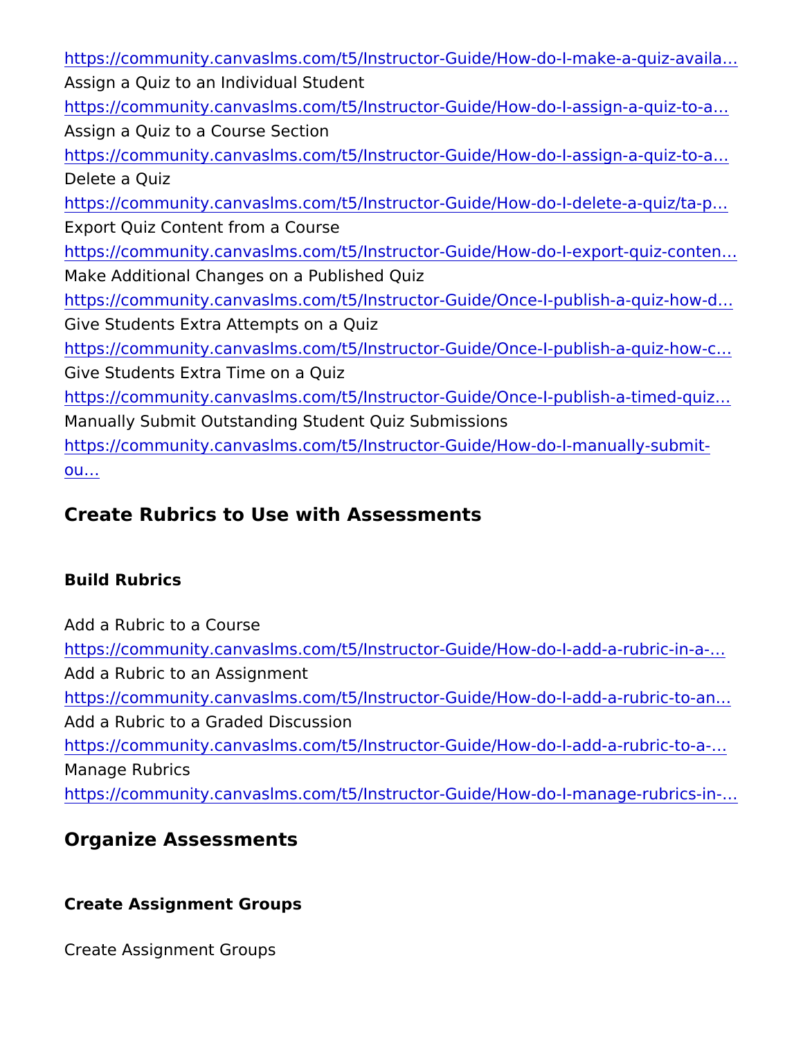https://community.canvaslms.com/t5/Instructor-Guide/How-do-I-make-a-quiz-availa…

Assign a Quiz to an Individual Student

https://community.canvaslms.com/t5/Instructor-Guide/How-do-I-assign-a-quiz-to-a…

Assign a Quiz to a Course Section

https://community.canvaslms.com/t5/Instructor-Guide/How-do-I-assign-a-quiz-to-a…

Delete a Quiz

https://community.canvaslms.com/t5/Instructor-Guide/How-do-I-delete-a-quiz/ta-p…

Export Quiz Content from a Course

https://community.canvaslms.com/t5/Instructor-Guide/How-do-I-export-quiz-conten…

Make Additional Changes on a Published Quiz

https://community.canvaslms.com/t5/Instructor-Guide/Once-I-publish-a-quiz-how-d…

Give Students Extra Attempts on a Quiz

https://community.canvaslms.com/t5/Instructor-Guide/Once-I-publish-a-quiz-how-c…

Give Students Extra Time on a Quiz

https://community.canvaslms.com/t5/Instructor-Guide/Once-I-publish-a-timed-quiz…

Manually Submit Outstanding Student Quiz Submissions

https://community.canvaslms.com/t5/Instructor-Guide/How-do-I-manually-submit-ou…

## Create Rubrics to Use with Assessments

#### Build Rubrics

Add a Rubric to a Course

https://community.canvaslms.com/t5/Instructor-Guide/How-do-I-add-a-rubric-in-a-…

Add a Rubric to an Assignment

https://community.canvaslms.com/t5/Instructor-Guide/How-do-I-add-a-rubric-to-an…

Add a Rubric to a Graded Discussion

https://community.canvaslms.com/t5/Instructor-Guide/How-do-I-add-a-rubric-to-a-…

Manage Rubrics

https://community.canvaslms.com/t5/Instructor-Guide/How-do-I-manage-rubrics-in-…

## Organize Assessments

#### Create Assignment Groups

Create Assignment Groups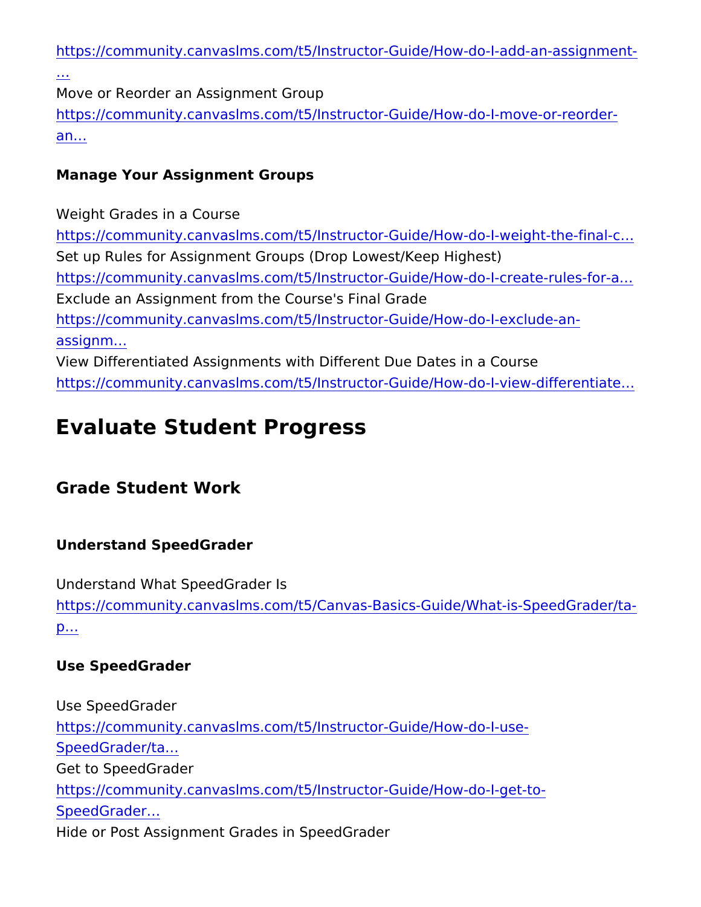https://community.canvaslms.com/t5/Instructor-Guide/How-do-I-add-an-assignment-...

Move or Reorder an Assignment Group

https://community.canvaslms.com/t5/Instructor-Guide/How-do-I-move-or-reorder-an...

#### Manage Your Assignment Groups

Weight Grades in a Course

https://community.canvaslms.com/t5/Instructor-Guide/How-do-I-weight-the-final-c...

Set up Rules for Assignment Groups (Drop Lowest/Keep Highest)

https://community.canvaslms.com/t5/Instructor-Guide/How-do-I-create-rules-for-a...

Exclude an Assignment from the Course's Final Grade

https://community.canvaslms.com/t5/Instructor-Guide/How-do-I-exclude-an-assignm...

View Differentiated Assignments with Different Due Dates in a Course

https://community.canvaslms.com/t5/Instructor-Guide/How-do-I-view-differentiate...

# Evaluate Student Progress

## Grade Student Work

#### Understand SpeedGrader

Understand What SpeedGrader Is

https://community.canvaslms.com/t5/Canvas-Basics-Guide/What-is-SpeedGrader/ta-p...

#### Use SpeedGrader

Use SpeedGrader

https://community.canvaslms.com/t5/Instructor-Guide/How-do-I-use-SpeedGrader/ta...

Get to SpeedGrader

https://community.canvaslms.com/t5/Instructor-Guide/How-do-I-get-to-SpeedGrader...

Hide or Post Assignment Grades in SpeedGrader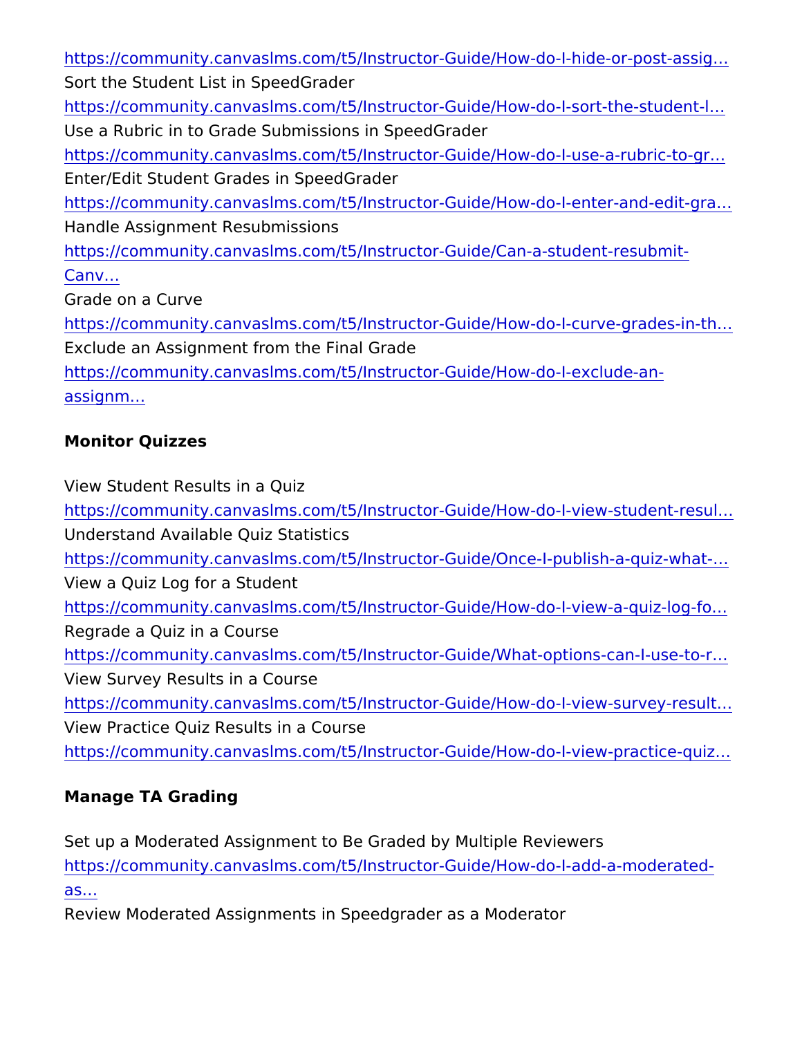https://community.canvaslms.com/t5/Instructor-Guide/How-do-I-hide-or-post-assig…

Sort the Student List in SpeedGrader

https://community.canvaslms.com/t5/Instructor-Guide/How-do-I-sort-the-student-l…

Use a Rubric in to Grade Submissions in SpeedGrader

https://community.canvaslms.com/t5/Instructor-Guide/How-do-I-use-a-rubric-to-gr…

Enter/Edit Student Grades in SpeedGrader

https://community.canvaslms.com/t5/Instructor-Guide/How-do-I-enter-and-edit-gra…

Handle Assignment Resubmissions

https://community.canvaslms.com/t5/Instructor-Guide/Can-a-student-resubmit-Canv…

Grade on a Curve

https://community.canvaslms.com/t5/Instructor-Guide/How-do-I-curve-grades-in-th…

Exclude an Assignment from the Final Grade

https://community.canvaslms.com/t5/Instructor-Guide/How-do-I-exclude-an-assignm…

**Monitor Quizzes**

View Student Results in a Quiz

https://community.canvaslms.com/t5/Instructor-Guide/How-do-I-view-student-resul…

Understand Available Quiz Statistics

https://community.canvaslms.com/t5/Instructor-Guide/Once-I-publish-a-quiz-what-…

View a Quiz Log for a Student

https://community.canvaslms.com/t5/Instructor-Guide/How-do-I-view-a-quiz-log-fo…

Regrade a Quiz in a Course

https://community.canvaslms.com/t5/Instructor-Guide/What-options-can-I-use-to-r…

View Survey Results in a Course

https://community.canvaslms.com/t5/Instructor-Guide/How-do-I-view-survey-result…

View Practice Quiz Results in a Course

https://community.canvaslms.com/t5/Instructor-Guide/How-do-I-view-practice-quiz…

**Manage TA Grading**

Set up a Moderated Assignment to Be Graded by Multiple Reviewers

https://community.canvaslms.com/t5/Instructor-Guide/How-do-I-add-a-moderated-as…

Review Moderated Assignments in Speedgrader as a Moderator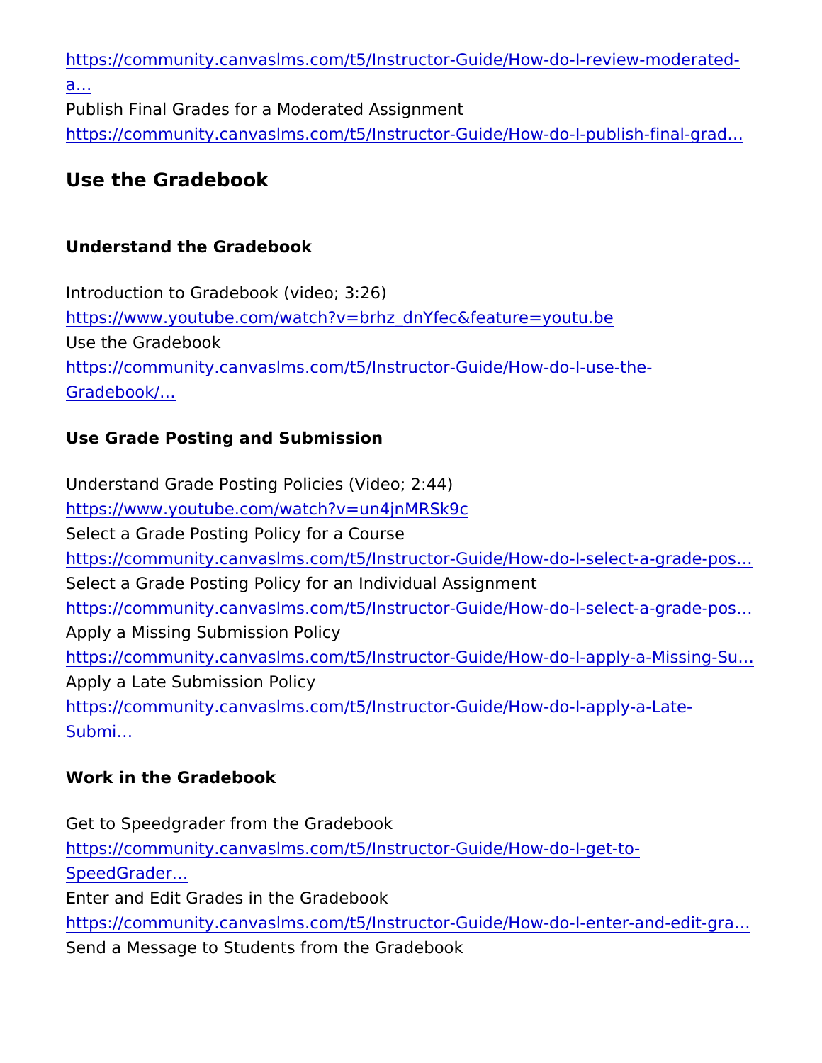https://community.canvaslms.com/t5/Instructor-Guide/How-do-I-review-moderated-a...

Publish Final Grades for a Moderated Assignment

https://community.canvaslms.com/t5/Instructor-Guide/How-do-I-publish-final-grad...

## Use the Gradebook

### Understand the Gradebook

Introduction to Gradebook (video; 3:26)

https://www.youtube.com/watch?v=brhz_dnYfec&feature=youtu.be

Use the Gradebook

https://community.canvaslms.com/t5/Instructor-Guide/How-do-I-use-the-Gradebook/...

### Use Grade Posting and Submission

Understand Grade Posting Policies (Video; 2:44)

https://www.youtube.com/watch?v=un4jnMRSk9c

Select a Grade Posting Policy for a Course

https://community.canvaslms.com/t5/Instructor-Guide/How-do-I-select-a-grade-pos...

Select a Grade Posting Policy for an Individual Assignment

https://community.canvaslms.com/t5/Instructor-Guide/How-do-I-select-a-grade-pos...

Apply a Missing Submission Policy

https://community.canvaslms.com/t5/Instructor-Guide/How-do-I-apply-a-Missing-Su...

Apply a Late Submission Policy

https://community.canvaslms.com/t5/Instructor-Guide/How-do-I-apply-a-Late-Submi...

### Work in the Gradebook

Get to Speedgrader from the Gradebook

https://community.canvaslms.com/t5/Instructor-Guide/How-do-I-get-to-SpeedGrader...

Enter and Edit Grades in the Gradebook

https://community.canvaslms.com/t5/Instructor-Guide/How-do-I-enter-and-edit-gra...

Send a Message to Students from the Gradebook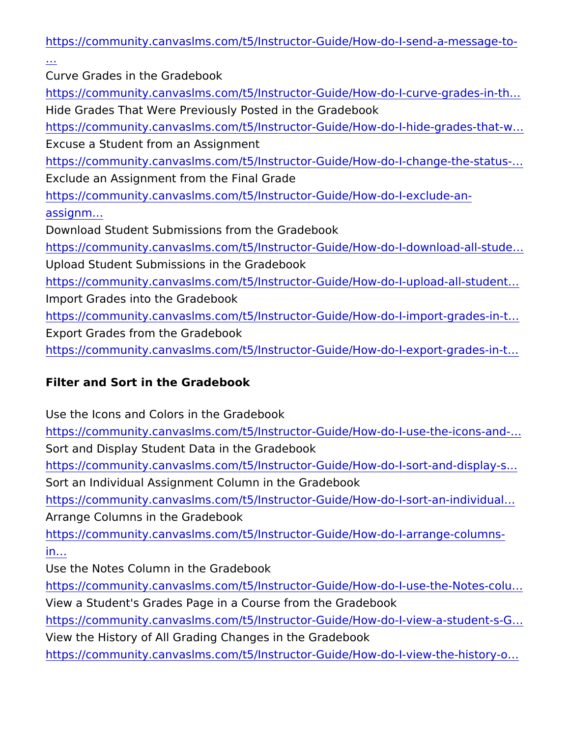https://community.canvaslms.com/t5/Instructor-Guide/How-do-I-send-a-message-to-...

Curve Grades in the Gradebook
https://community.canvaslms.com/t5/Instructor-Guide/How-do-I-curve-grades-in-th...

Hide Grades That Were Previously Posted in the Gradebook
https://community.canvaslms.com/t5/Instructor-Guide/How-do-I-hide-grades-that-w...

Excuse a Student from an Assignment
https://community.canvaslms.com/t5/Instructor-Guide/How-do-I-change-the-status-...

Exclude an Assignment from the Final Grade
https://community.canvaslms.com/t5/Instructor-Guide/How-do-I-exclude-an-assignm...

Download Student Submissions from the Gradebook
https://community.canvaslms.com/t5/Instructor-Guide/How-do-I-download-all-stude...

Upload Student Submissions in the Gradebook
https://community.canvaslms.com/t5/Instructor-Guide/How-do-I-upload-all-student...

Import Grades into the Gradebook
https://community.canvaslms.com/t5/Instructor-Guide/How-do-I-import-grades-in-t...

Export Grades from the Gradebook
https://community.canvaslms.com/t5/Instructor-Guide/How-do-I-export-grades-in-t...

**Filter and Sort in the Gradebook**

Use the Icons and Colors in the Gradebook
https://community.canvaslms.com/t5/Instructor-Guide/How-do-I-use-the-icons-and-...

Sort and Display Student Data in the Gradebook
https://community.canvaslms.com/t5/Instructor-Guide/How-do-I-sort-and-display-s...

Sort an Individual Assignment Column in the Gradebook
https://community.canvaslms.com/t5/Instructor-Guide/How-do-I-sort-an-individual...

Arrange Columns in the Gradebook
https://community.canvaslms.com/t5/Instructor-Guide/How-do-I-arrange-columns-in...

Use the Notes Column in the Gradebook
https://community.canvaslms.com/t5/Instructor-Guide/How-do-I-use-the-Notes-colu...

View a Student's Grades Page in a Course from the Gradebook
https://community.canvaslms.com/t5/Instructor-Guide/How-do-I-view-a-student-s-G...

View the History of All Grading Changes in the Gradebook
https://community.canvaslms.com/t5/Instructor-Guide/How-do-I-view-the-history-o...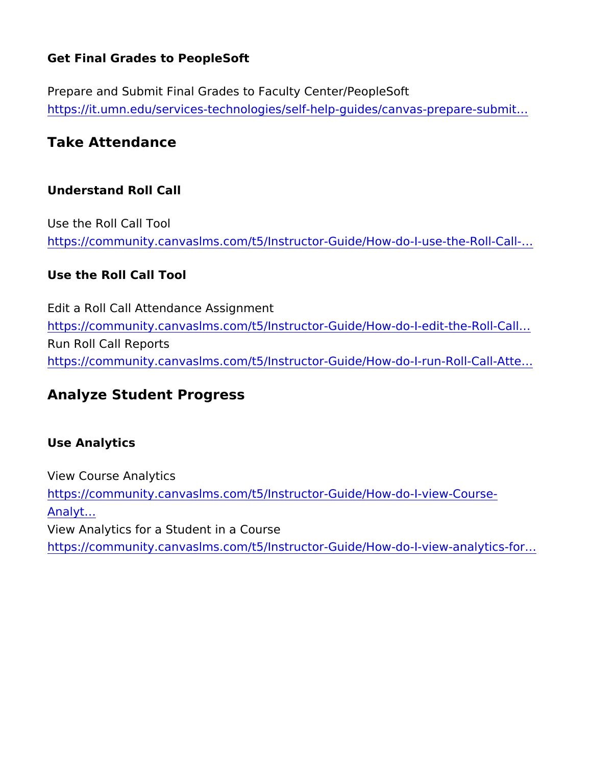### Get Final Grades to PeopleSoft

Prepare and Submit Final Grades to Faculty Center/PeopleSoft
https://it.umn.edu/services-technologies/self-help-guides/canvas-prepare-submit…

## Take Attendance

### Understand Roll Call

Use the Roll Call Tool
https://community.canvaslms.com/t5/Instructor-Guide/How-do-I-use-the-Roll-Call-…

### Use the Roll Call Tool

Edit a Roll Call Attendance Assignment
https://community.canvaslms.com/t5/Instructor-Guide/How-do-I-edit-the-Roll-Call…
Run Roll Call Reports
https://community.canvaslms.com/t5/Instructor-Guide/How-do-I-run-Roll-Call-Atte…

## Analyze Student Progress

### Use Analytics

View Course Analytics
https://community.canvaslms.com/t5/Instructor-Guide/How-do-I-view-Course-Analyt…
View Analytics for a Student in a Course
https://community.canvaslms.com/t5/Instructor-Guide/How-do-I-view-analytics-for…